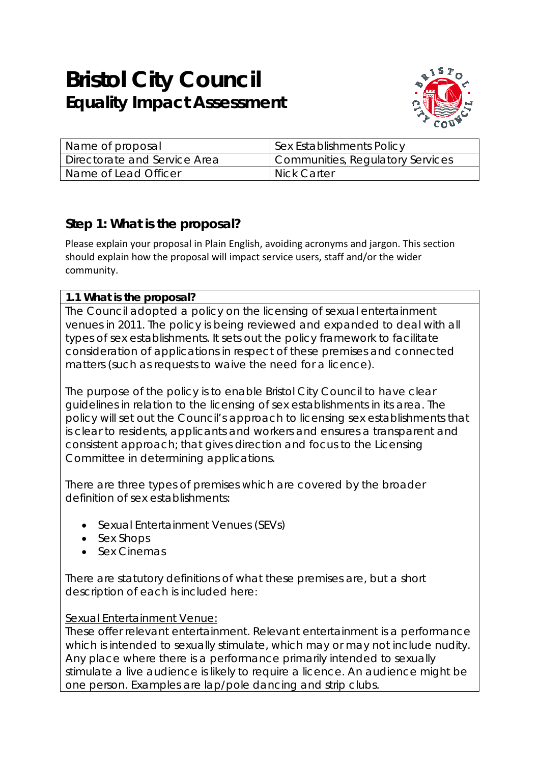# Bristol City Council
## Equality Impact Assessment

| Name of proposal | Sex Establishments Policy |
| --- | --- |
| Directorate and Service Area | Communities, Regulatory Services |
| Name of Lead Officer | Nick Carter |

### Step 1: What is the proposal?

Please explain your proposal in Plain English, avoiding acronyms and jargon. This section should explain how the proposal will impact service users, staff and/or the wider community.

**1.1 What is the proposal?**

The Council adopted a policy on the licensing of sexual entertainment venues in 2011. The policy is being reviewed and expanded to deal with all types of sex establishments. It sets out the policy framework to facilitate consideration of applications in respect of these premises and connected matters (such as requests to waive the need for a licence).

The purpose of the policy is to enable Bristol City Council to have clear guidelines in relation to the licensing of sex establishments in its area. The policy will set out the Council's approach to licensing sex establishments that is clear to residents, applicants and workers and ensures a transparent and consistent approach; that gives direction and focus to the Licensing Committee in determining applications.

There are three types of premises which are covered by the broader definition of sex establishments:

- Sexual Entertainment Venues (SEVs)
- Sex Shops
- Sex Cinemas

There are statutory definitions of what these premises are, but a short description of each is included here:

<u>Sexual Entertainment Venue:</u>
These offer relevant entertainment. Relevant entertainment is a performance which is intended to sexually stimulate, which may or may not include nudity. Any place where there is a performance primarily intended to sexually stimulate a live audience is likely to require a licence. An audience might be one person. Examples are lap/pole dancing and strip clubs.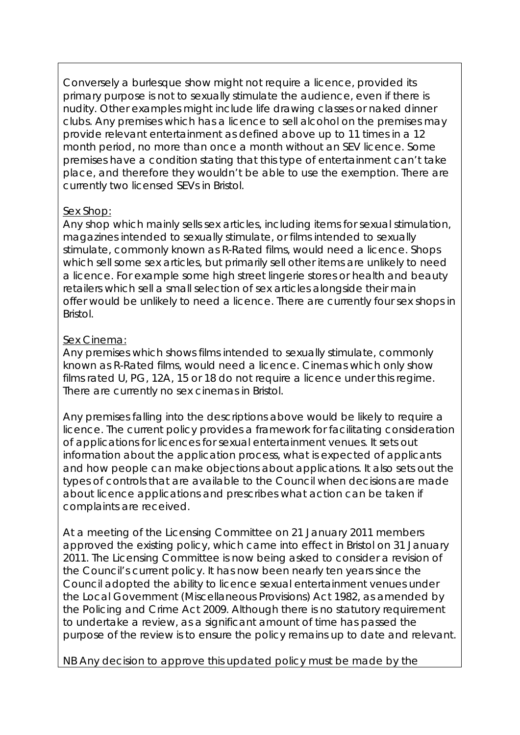Conversely a burlesque show might not require a licence, provided its primary purpose is not to sexually stimulate the audience, even if there is nudity. Other examples might include life drawing classes or naked dinner clubs. Any premises which has a licence to sell alcohol on the premises may provide relevant entertainment as defined above up to 11 times in a 12 month period, no more than once a month without an SEV licence. Some premises have a condition stating that this type of entertainment can't take place, and therefore they wouldn't be able to use the exemption. There are currently two licensed SEVs in Bristol.

Sex Shop:

Any shop which mainly sells sex articles, including items for sexual stimulation, magazines intended to sexually stimulate, or films intended to sexually stimulate, commonly known as R-Rated films, would need a licence. Shops which sell some sex articles, but primarily sell other items are unlikely to need a licence. For example some high street lingerie stores or health and beauty retailers which sell a small selection of sex articles alongside their main offer would be unlikely to need a licence. There are currently four sex shops in Bristol.

Sex Cinema:

Any premises which shows films intended to sexually stimulate, commonly known as R-Rated films, would need a licence. Cinemas which only show films rated U, PG, 12A, 15 or 18 do not require a licence under this regime. There are currently no sex cinemas in Bristol.

Any premises falling into the descriptions above would be likely to require a licence. The current policy provides a framework for facilitating consideration of applications for licences for sexual entertainment venues. It sets out information about the application process, what is expected of applicants and how people can make objections about applications. It also sets out the types of controls that are available to the Council when decisions are made about licence applications and prescribes what action can be taken if complaints are received.

At a meeting of the Licensing Committee on 21 January 2011 members approved the existing policy, which came into effect in Bristol on 31 January 2011. The Licensing Committee is now being asked to consider a revision of the Council's current policy. It has now been nearly ten years since the Council adopted the ability to licence sexual entertainment venues under the Local Government (Miscellaneous Provisions) Act 1982, as amended by the Policing and Crime Act 2009. Although there is no statutory requirement to undertake a review, as a significant amount of time has passed the purpose of the review is to ensure the policy remains up to date and relevant.

NB Any decision to approve this updated policy must be made by the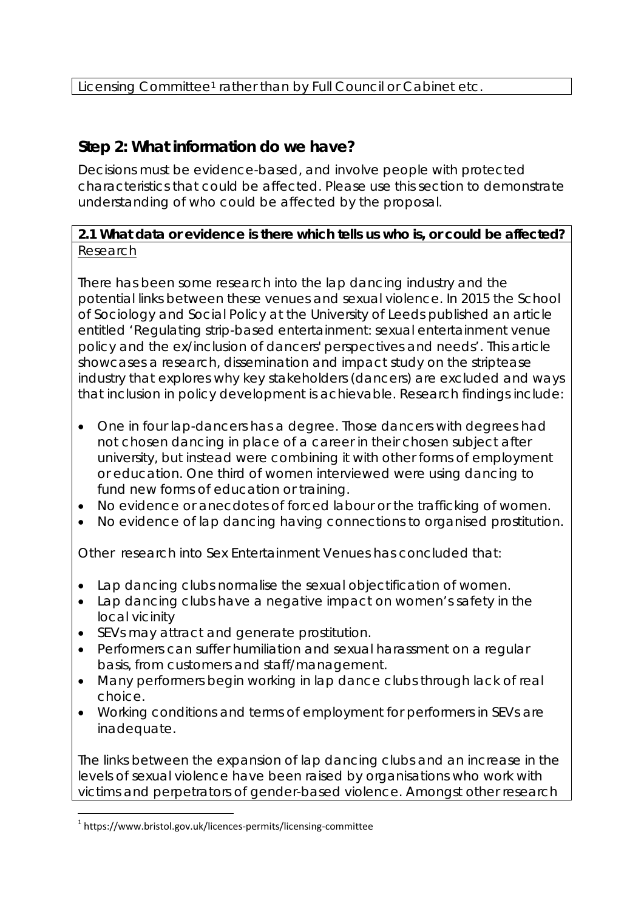Licensing Committee[1] rather than by Full Council or Cabinet etc.

## Step 2: What information do we have?

Decisions must be evidence-based, and involve people with protected characteristics that could be affected. Please use this section to demonstrate understanding of who could be affected by the proposal.

**2.1 What data or evidence is there which tells us who is, or could be affected?**

Research

There has been some research into the lap dancing industry and the potential links between these venues and sexual violence. In 2015 the School of Sociology and Social Policy at the University of Leeds published an article entitled 'Regulating strip-based entertainment: sexual entertainment venue policy and the ex/inclusion of dancers' perspectives and needs'. This article showcases a research, dissemination and impact study on the striptease industry that explores why key stakeholders (dancers) are excluded and ways that inclusion in policy development is achievable. Research findings include:

- One in four lap-dancers has a degree. Those dancers with degrees had not chosen dancing in place of a career in their chosen subject after university, but instead were combining it with other forms of employment or education. One third of women interviewed were using dancing to fund new forms of education or training.
- No evidence or anecdotes of forced labour or the trafficking of women.
- No evidence of lap dancing having connections to organised prostitution.

Other research into Sex Entertainment Venues has concluded that:

- Lap dancing clubs normalise the sexual objectification of women.
- Lap dancing clubs have a negative impact on women's safety in the local vicinity
- SEVs may attract and generate prostitution.
- Performers can suffer humiliation and sexual harassment on a regular basis, from customers and staff/management.
- Many performers begin working in lap dance clubs through lack of real choice.
- Working conditions and terms of employment for performers in SEVs are inadequate.

The links between the expansion of lap dancing clubs and an increase in the levels of sexual violence have been raised by organisations who work with victims and perpetrators of gender-based violence. Amongst other research

[1] https://www.bristol.gov.uk/licences-permits/licensing-committee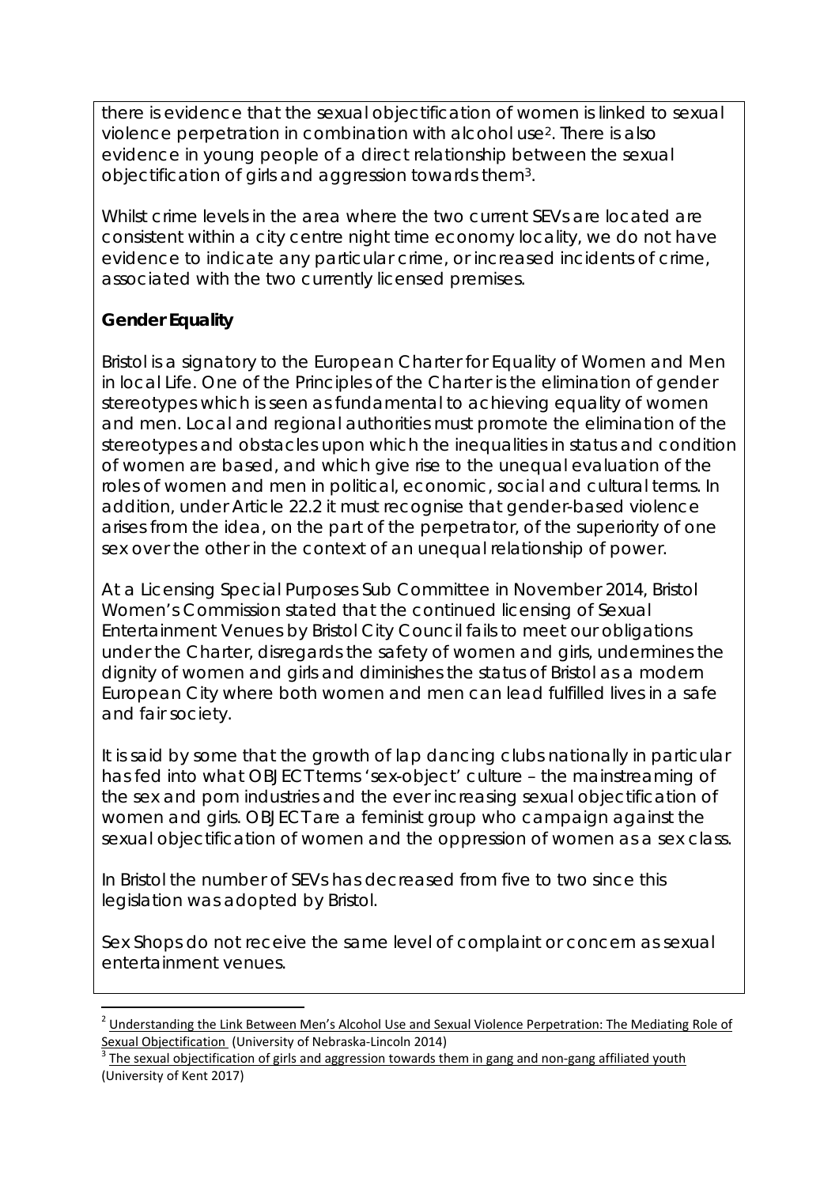there is evidence that the sexual objectification of women is linked to sexual violence perpetration in combination with alcohol use[2]. There is also evidence in young people of a direct relationship between the sexual objectification of girls and aggression towards them[3].

Whilst crime levels in the area where the two current SEVs are located are consistent within a city centre night time economy locality, we do not have evidence to indicate any particular crime, or increased incidents of crime, associated with the two currently licensed premises.

**Gender Equality**

Bristol is a signatory to the European Charter for Equality of Women and Men in local Life. One of the Principles of the Charter is the elimination of gender stereotypes which is seen as fundamental to achieving equality of women and men. Local and regional authorities must promote the elimination of the stereotypes and obstacles upon which the inequalities in status and condition of women are based, and which give rise to the unequal evaluation of the roles of women and men in political, economic, social and cultural terms. In addition, under Article 22.2 it must recognise that gender-based violence arises from the idea, on the part of the perpetrator, of the superiority of one sex over the other in the context of an unequal relationship of power.

At a Licensing Special Purposes Sub Committee in November 2014, Bristol Women's Commission stated that the continued licensing of Sexual Entertainment Venues by Bristol City Council fails to meet our obligations under the Charter, disregards the safety of women and girls, undermines the dignity of women and girls and diminishes the status of Bristol as a modern European City where both women and men can lead fulfilled lives in a safe and fair society.

It is said by some that the growth of lap dancing clubs nationally in particular has fed into what OBJECT terms 'sex-object' culture – the mainstreaming of the sex and porn industries and the ever increasing sexual objectification of women and girls. OBJECT are a feminist group who campaign against the sexual objectification of women and the oppression of women as a sex class.

In Bristol the number of SEVs has decreased from five to two since this legislation was adopted by Bristol.

Sex Shops do not receive the same level of complaint or concern as sexual entertainment venues.

---

[2] Understanding the Link Between Men's Alcohol Use and Sexual Violence Perpetration: The Mediating Role of Sexual Objectification (University of Nebraska-Lincoln 2014)

[3] The sexual objectification of girls and aggression towards them in gang and non-gang affiliated youth (University of Kent 2017)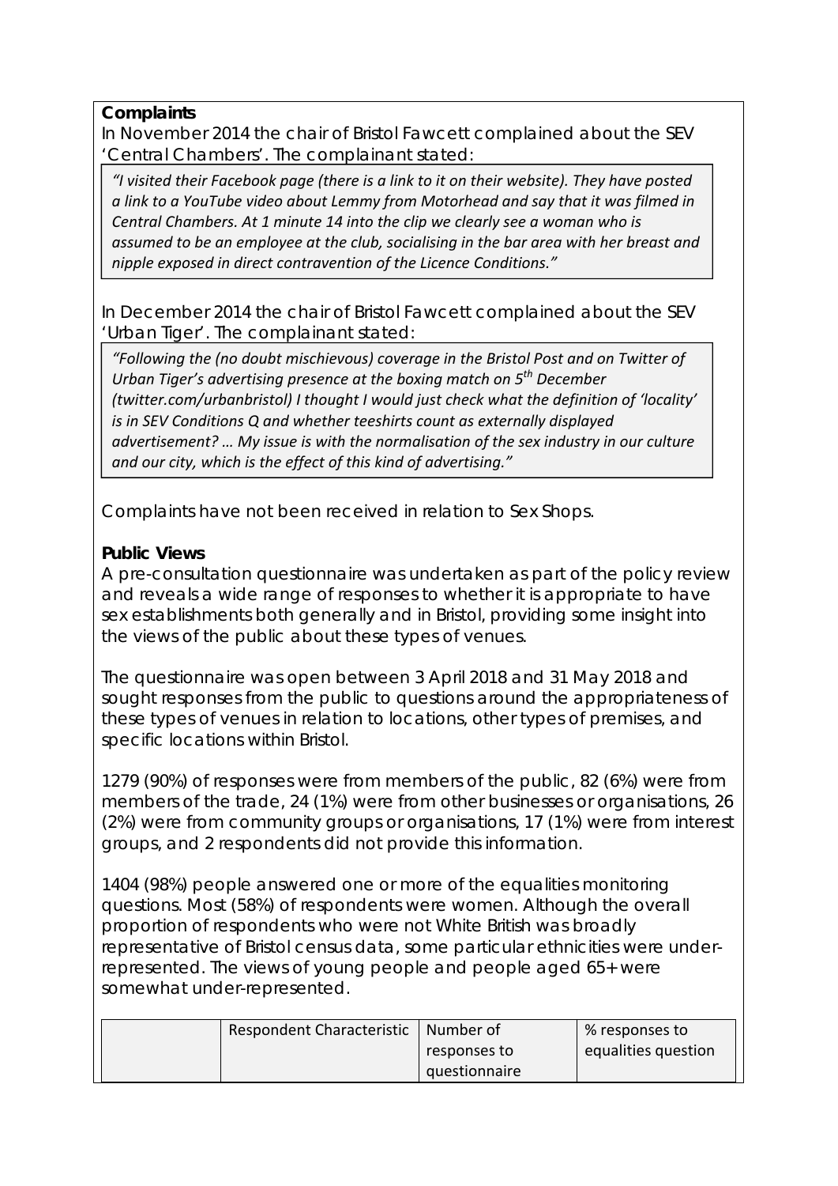**Complaints**

In November 2014 the chair of Bristol Fawcett complained about the SEV 'Central Chambers'. The complainant stated:

> *"I visited their Facebook page (there is a link to it on their website). They have posted a link to a YouTube video about Lemmy from Motorhead and say that it was filmed in Central Chambers. At 1 minute 14 into the clip we clearly see a woman who is assumed to be an employee at the club, socialising in the bar area with her breast and nipple exposed in direct contravention of the Licence Conditions."*

In December 2014 the chair of Bristol Fawcett complained about the SEV 'Urban Tiger'. The complainant stated:

> *"Following the (no doubt mischievous) coverage in the Bristol Post and on Twitter of Urban Tiger's advertising presence at the boxing match on 5th December (twitter.com/urbanbristol) I thought I would just check what the definition of 'locality' is in SEV Conditions Q and whether teeshirts count as externally displayed advertisement? … My issue is with the normalisation of the sex industry in our culture and our city, which is the effect of this kind of advertising."*

Complaints have not been received in relation to Sex Shops.

**Public Views**

A pre-consultation questionnaire was undertaken as part of the policy review and reveals a wide range of responses to whether it is appropriate to have sex establishments both generally and in Bristol, providing some insight into the views of the public about these types of venues.

The questionnaire was open between 3 April 2018 and 31 May 2018 and sought responses from the public to questions around the appropriateness of these types of venues in relation to locations, other types of premises, and specific locations within Bristol.

1279 (90%) of responses were from members of the public, 82 (6%) were from members of the trade, 24 (1%) were from other businesses or organisations, 26 (2%) were from community groups or organisations, 17 (1%) were from interest groups, and 2 respondents did not provide this information.

1404 (98%) people answered one or more of the equalities monitoring questions. Most (58%) of respondents were women. Although the overall proportion of respondents who were not White British was broadly representative of Bristol census data, some particular ethnicities were under-represented. The views of young people and people aged 65+ were somewhat under-represented.

| | Respondent Characteristic | Number of responses to questionnaire | % responses to equalities question |
|---|---|---|---|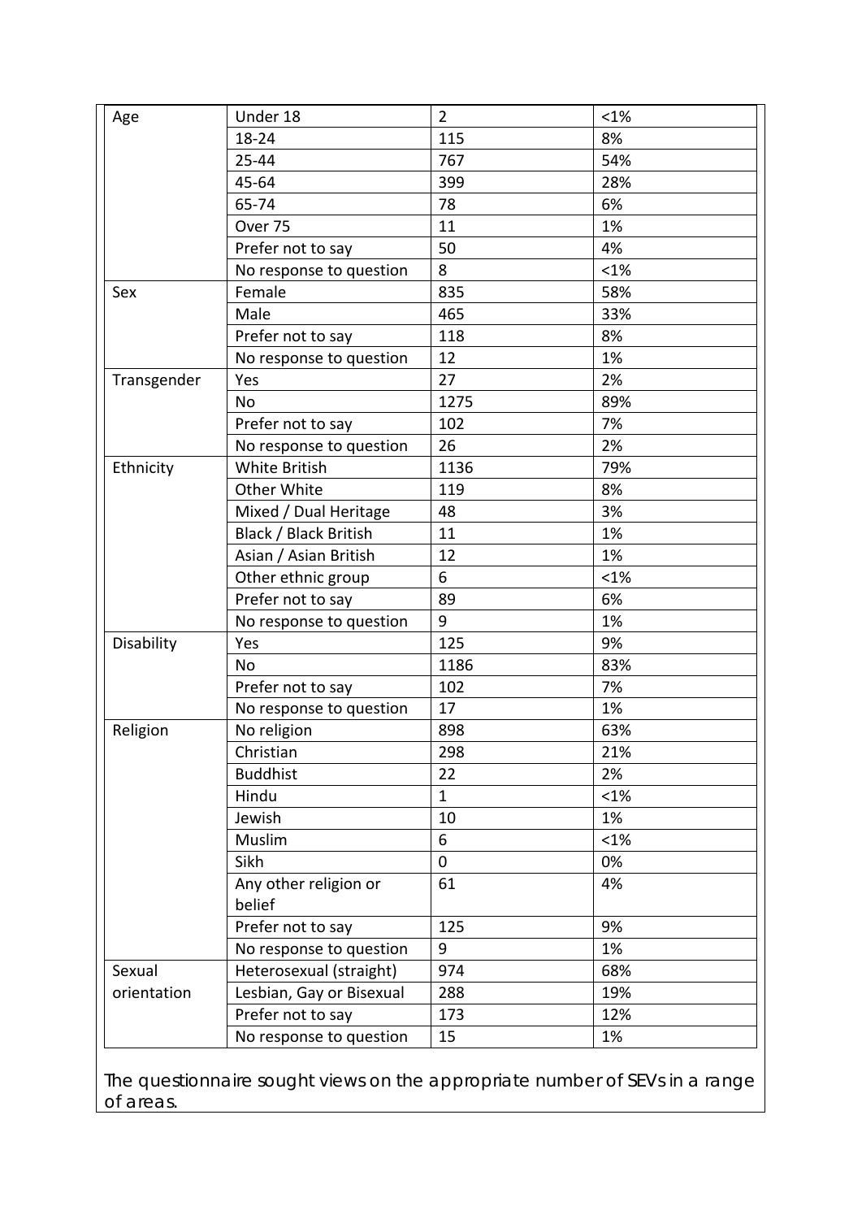| Age | Under 18 | 2 | <1% |
|---|---|---|---|
| | 18-24 | 115 | 8% |
| | 25-44 | 767 | 54% |
| | 45-64 | 399 | 28% |
| | 65-74 | 78 | 6% |
| | Over 75 | 11 | 1% |
| | Prefer not to say | 50 | 4% |
| | No response to question | 8 | <1% |
| Sex | Female | 835 | 58% |
| | Male | 465 | 33% |
| | Prefer not to say | 118 | 8% |
| | No response to question | 12 | 1% |
| Transgender | Yes | 27 | 2% |
| | No | 1275 | 89% |
| | Prefer not to say | 102 | 7% |
| | No response to question | 26 | 2% |
| Ethnicity | White British | 1136 | 79% |
| | Other White | 119 | 8% |
| | Mixed / Dual Heritage | 48 | 3% |
| | Black / Black British | 11 | 1% |
| | Asian / Asian British | 12 | 1% |
| | Other ethnic group | 6 | <1% |
| | Prefer not to say | 89 | 6% |
| | No response to question | 9 | 1% |
| Disability | Yes | 125 | 9% |
| | No | 1186 | 83% |
| | Prefer not to say | 102 | 7% |
| | No response to question | 17 | 1% |
| Religion | No religion | 898 | 63% |
| | Christian | 298 | 21% |
| | Buddhist | 22 | 2% |
| | Hindu | 1 | <1% |
| | Jewish | 10 | 1% |
| | Muslim | 6 | <1% |
| | Sikh | 0 | 0% |
| | Any other religion or belief | 61 | 4% |
| | Prefer not to say | 125 | 9% |
| | No response to question | 9 | 1% |
| Sexual orientation | Heterosexual (straight) | 974 | 68% |
| | Lesbian, Gay or Bisexual | 288 | 19% |
| | Prefer not to say | 173 | 12% |
| | No response to question | 15 | 1% |

The questionnaire sought views on the appropriate number of SEVs in a range of areas.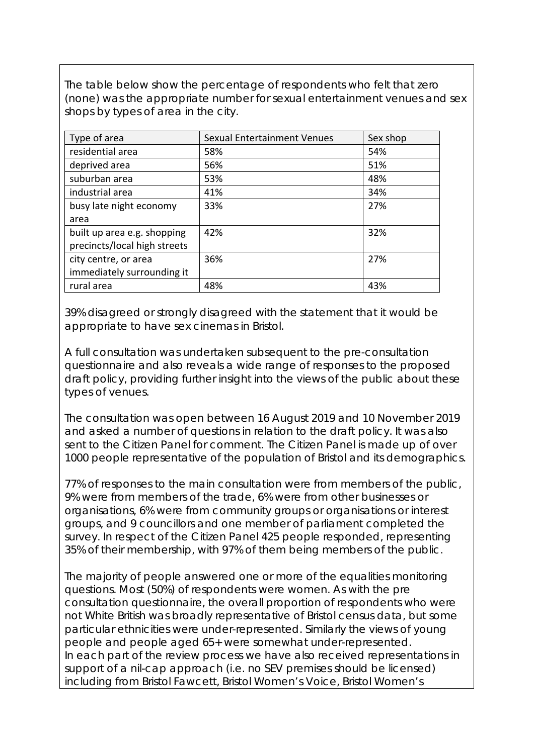The table below show the percentage of respondents who felt that zero (none) was the appropriate number for sexual entertainment venues and sex shops by types of area in the city.

| Type of area | Sexual Entertainment Venues | Sex shop |
| --- | --- | --- |
| residential area | 58% | 54% |
| deprived area | 56% | 51% |
| suburban area | 53% | 48% |
| industrial area | 41% | 34% |
| busy late night economy area | 33% | 27% |
| built up area e.g. shopping precincts/local high streets | 42% | 32% |
| city centre, or area immediately surrounding it | 36% | 27% |
| rural area | 48% | 43% |

39% disagreed or strongly disagreed with the statement that it would be appropriate to have sex cinemas in Bristol.

A full consultation was undertaken subsequent to the pre-consultation questionnaire and also reveals a wide range of responses to the proposed draft policy, providing further insight into the views of the public about these types of venues.

The consultation was open between 16 August 2019 and 10 November 2019 and asked a number of questions in relation to the draft policy. It was also sent to the Citizen Panel for comment. The Citizen Panel is made up of over 1000 people representative of the population of Bristol and its demographics.

77% of responses to the main consultation were from members of the public, 9% were from members of the trade, 6% were from other businesses or organisations, 6% were from community groups or organisations or interest groups, and 9 councillors and one member of parliament completed the survey. In respect of the Citizen Panel 425 people responded, representing 35% of their membership, with 97% of them being members of the public.

The majority of people answered one or more of the equalities monitoring questions. Most (50%) of respondents were women. As with the pre consultation questionnaire, the overall proportion of respondents who were not White British was broadly representative of Bristol census data, but some particular ethnicities were under-represented. Similarly the views of young people and people aged 65+ were somewhat under-represented.
In each part of the review process we have also received representations in support of a nil-cap approach (i.e. no SEV premises should be licensed) including from Bristol Fawcett, Bristol Women's Voice, Bristol Women's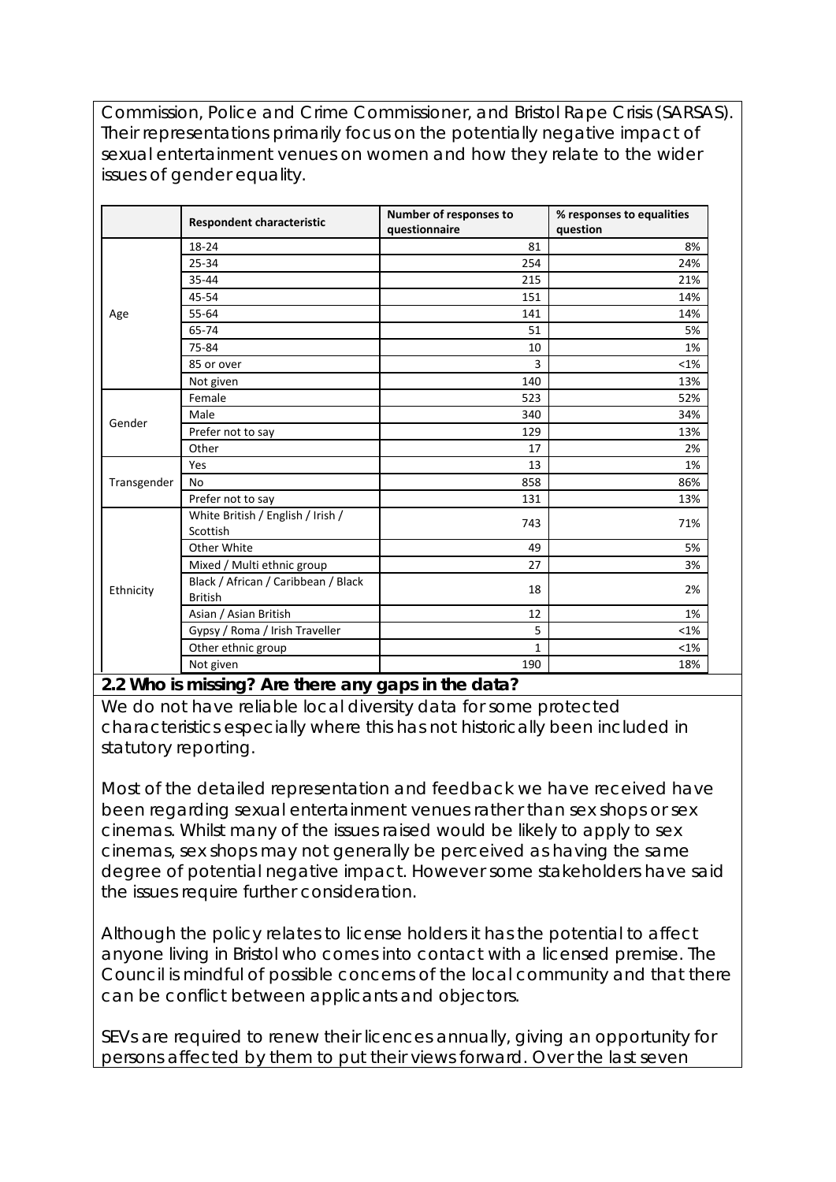Commission, Police and Crime Commissioner, and Bristol Rape Crisis (SARSAS). Their representations primarily focus on the potentially negative impact of sexual entertainment venues on women and how they relate to the wider issues of gender equality.

| | Respondent characteristic | Number of responses to questionnaire | % responses to equalities question |
|---|---|---|---|
| Age | 18-24 | 81 | 8% |
| | 25-34 | 254 | 24% |
| | 35-44 | 215 | 21% |
| | 45-54 | 151 | 14% |
| | 55-64 | 141 | 14% |
| | 65-74 | 51 | 5% |
| | 75-84 | 10 | 1% |
| | 85 or over | 3 | <1% |
| | Not given | 140 | 13% |
| Gender | Female | 523 | 52% |
| | Male | 340 | 34% |
| | Prefer not to say | 129 | 13% |
| | Other | 17 | 2% |
| Transgender | Yes | 13 | 1% |
| | No | 858 | 86% |
| | Prefer not to say | 131 | 13% |
| Ethnicity | White British / English / Irish / Scottish | 743 | 71% |
| | Other White | 49 | 5% |
| | Mixed / Multi ethnic group | 27 | 3% |
| | Black / African / Caribbean / Black British | 18 | 2% |
| | Asian / Asian British | 12 | 1% |
| | Gypsy / Roma / Irish Traveller | 5 | <1% |
| | Other ethnic group | 1 | <1% |
| | Not given | 190 | 18% |

**2.2 Who is missing? Are there any gaps in the data?**

We do not have reliable local diversity data for some protected characteristics especially where this has not historically been included in statutory reporting.

Most of the detailed representation and feedback we have received have been regarding sexual entertainment venues rather than sex shops or sex cinemas. Whilst many of the issues raised would be likely to apply to sex cinemas, sex shops may not generally be perceived as having the same degree of potential negative impact. However some stakeholders have said the issues require further consideration.

Although the policy relates to license holders it has the potential to affect anyone living in Bristol who comes into contact with a licensed premise. The Council is mindful of possible concerns of the local community and that there can be conflict between applicants and objectors.

SEVs are required to renew their licences annually, giving an opportunity for persons affected by them to put their views forward. Over the last seven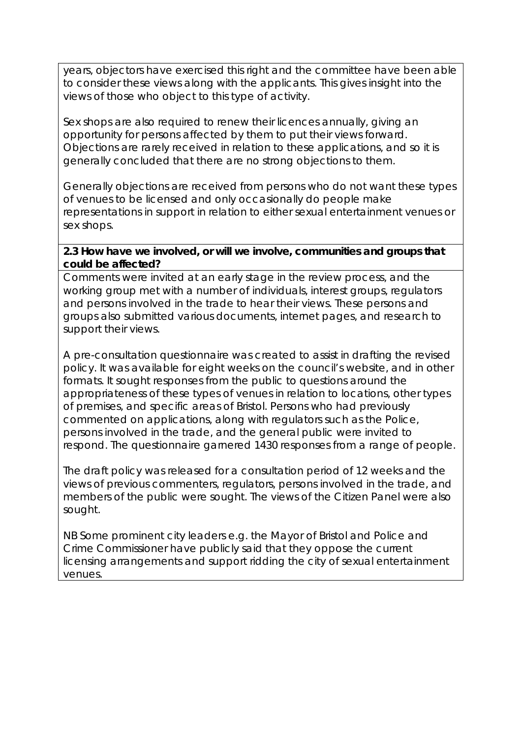years, objectors have exercised this right and the committee have been able to consider these views along with the applicants. This gives insight into the views of those who object to this type of activity.

Sex shops are also required to renew their licences annually, giving an opportunity for persons affected by them to put their views forward. Objections are rarely received in relation to these applications, and so it is generally concluded that there are no strong objections to them.

Generally objections are received from persons who do not want these types of venues to be licensed and only occasionally do people make representations in support in relation to either sexual entertainment venues or sex shops.

**2.3 How have we involved, or will we involve, communities and groups that could be affected?**

Comments were invited at an early stage in the review process, and the working group met with a number of individuals, interest groups, regulators and persons involved in the trade to hear their views. These persons and groups also submitted various documents, internet pages, and research to support their views.

A pre-consultation questionnaire was created to assist in drafting the revised policy. It was available for eight weeks on the council's website, and in other formats. It sought responses from the public to questions around the appropriateness of these types of venues in relation to locations, other types of premises, and specific areas of Bristol. Persons who had previously commented on applications, along with regulators such as the Police, persons involved in the trade, and the general public were invited to respond. The questionnaire garnered 1430 responses from a range of people.

The draft policy was released for a consultation period of 12 weeks and the views of previous commenters, regulators, persons involved in the trade, and members of the public were sought. The views of the Citizen Panel were also sought.

NB Some prominent city leaders e.g. the Mayor of Bristol and Police and Crime Commissioner have publicly said that they oppose the current licensing arrangements and support ridding the city of sexual entertainment venues.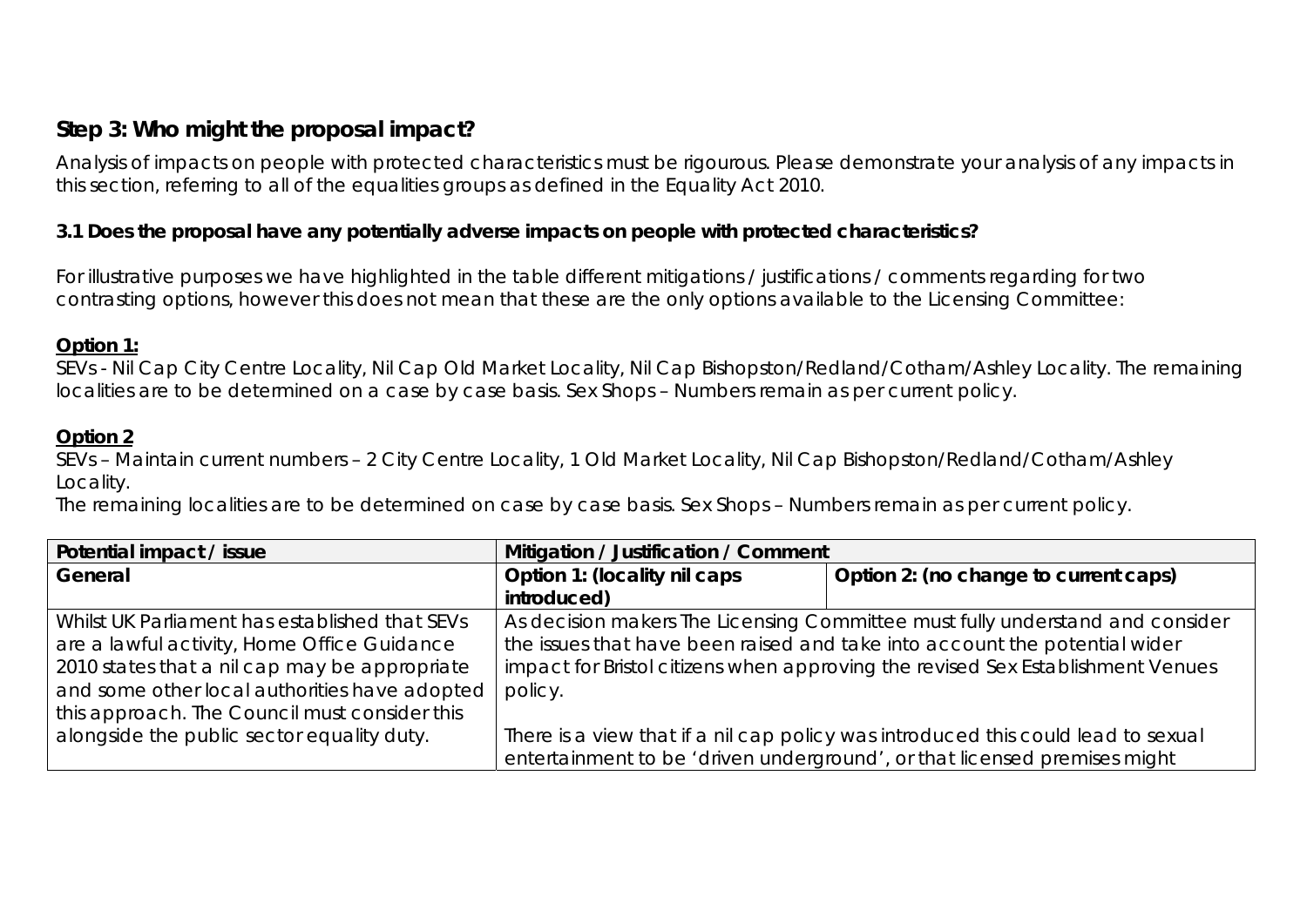## Step 3: Who might the proposal impact?

Analysis of impacts on people with protected characteristics must be rigourous. Please demonstrate your analysis of any impacts in this section, referring to all of the equalities groups as defined in the Equality Act 2010.

### 3.1 Does the proposal have any potentially adverse impacts on people with protected characteristics?

For illustrative purposes we have highlighted in the table different mitigations / justifications / comments regarding for two contrasting options, however this does not mean that these are the only options available to the Licensing Committee:

**Option 1:**
SEVs - Nil Cap City Centre Locality, Nil Cap Old Market Locality, Nil Cap Bishopston/Redland/Cotham/Ashley Locality. The remaining localities are to be determined on a case by case basis. Sex Shops – Numbers remain as per current policy.

**Option 2**
SEVs – Maintain current numbers – 2 City Centre Locality, 1 Old Market Locality, Nil Cap Bishopston/Redland/Cotham/Ashley Locality.
The remaining localities are to be determined on case by case basis. Sex Shops – Numbers remain as per current policy.

| Potential impact / issue | Mitigation / Justification / Comment | |
|---|---|---|
| **General** | **Option 1: (locality nil caps introduced)** | **Option 2: (no change to current caps)** |
| Whilst UK Parliament has established that SEVs are a lawful activity, Home Office Guidance 2010 states that a nil cap may be appropriate and some other local authorities have adopted this approach. The Council must consider this alongside the public sector equality duty. | As decision makers The Licensing Committee must fully understand and consider the issues that have been raised and take into account the potential wider impact for Bristol citizens when approving the revised Sex Establishment Venues policy.<br><br>There is a view that if a nil cap policy was introduced this could lead to sexual entertainment to be 'driven underground', or that licensed premises might | |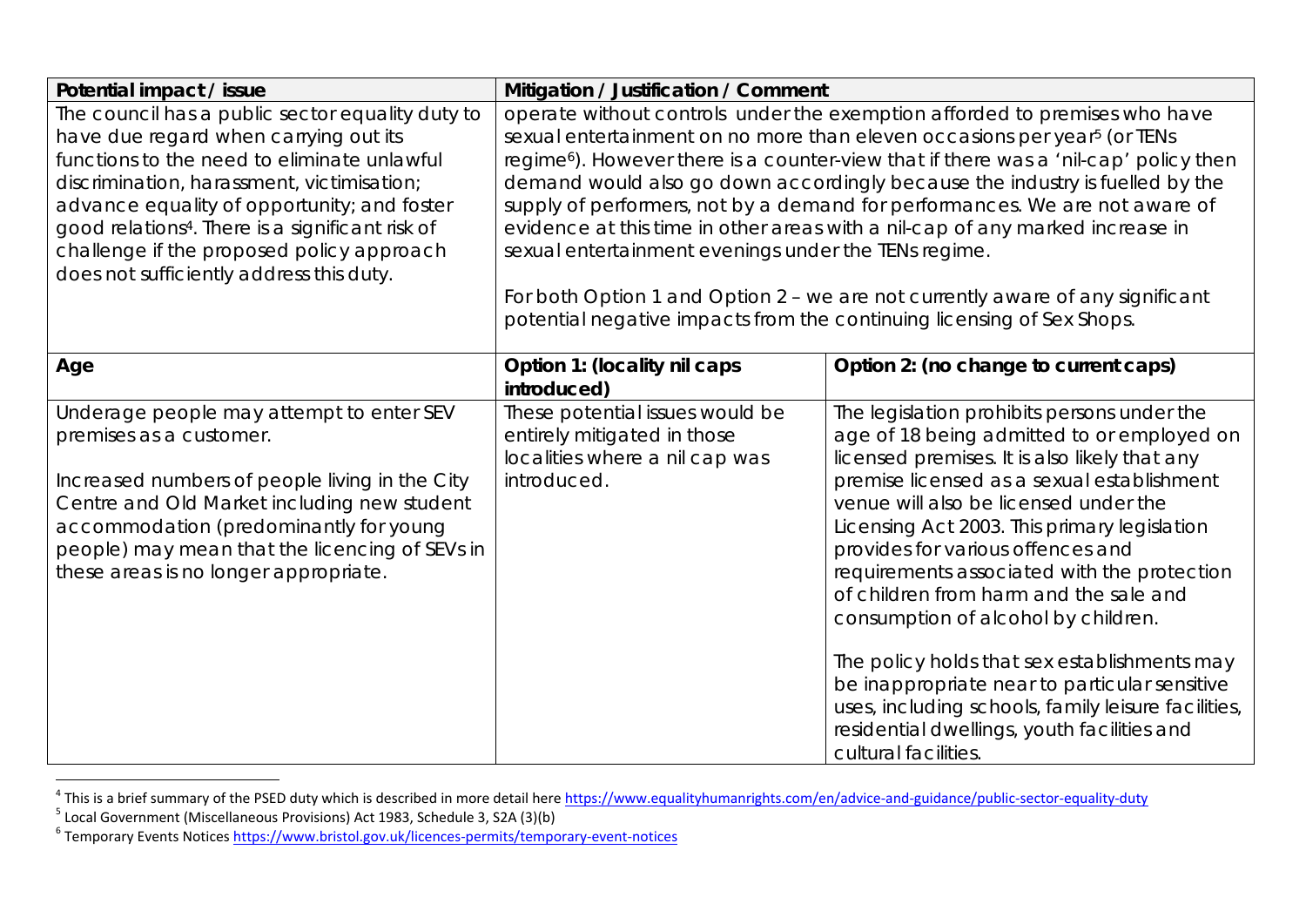| Potential impact / issue | Mitigation / Justification / Comment | |
|---|---|---|
| The council has a public sector equality duty to have due regard when carrying out its functions to the need to eliminate unlawful discrimination, harassment, victimisation; advance equality of opportunity; and foster good relations[4]. There is a significant risk of challenge if the proposed policy approach does not sufficiently address this duty. | operate without controls under the exemption afforded to premises who have sexual entertainment on no more than eleven occasions per year[5] (or TENs regime[6]). However there is a counter-view that if there was a 'nil-cap' policy then demand would also go down accordingly because the industry is fuelled by the supply of performers, not by a demand for performances. We are not aware of evidence at this time in other areas with a nil-cap of any marked increase in sexual entertainment evenings under the TENs regime.<br><br>For both Option 1 and Option 2 – we are not currently aware of any significant potential negative impacts from the continuing licensing of Sex Shops. | |
| **Age** | **Option 1: (locality nil caps introduced)** | **Option 2: (no change to current caps)** |
| Underage people may attempt to enter SEV premises as a customer.<br><br>Increased numbers of people living in the City Centre and Old Market including new student accommodation (predominantly for young people) may mean that the licencing of SEVs in these areas is no longer appropriate. | These potential issues would be entirely mitigated in those localities where a nil cap was introduced. | The legislation prohibits persons under the age of 18 being admitted to or employed on licensed premises. It is also likely that any premise licensed as a sexual establishment venue will also be licensed under the Licensing Act 2003. This primary legislation provides for various offences and requirements associated with the protection of children from harm and the sale and consumption of alcohol by children.<br><br>The policy holds that sex establishments may be inappropriate near to particular sensitive uses, including schools, family leisure facilities, residential dwellings, youth facilities and cultural facilities. |

[4] This is a brief summary of the PSED duty which is described in more detail here https://www.equalityhumanrights.com/en/advice-and-guidance/public-sector-equality-duty

[5] Local Government (Miscellaneous Provisions) Act 1983, Schedule 3, S2A (3)(b)

[6] Temporary Events Notices https://www.bristol.gov.uk/licences-permits/temporary-event-notices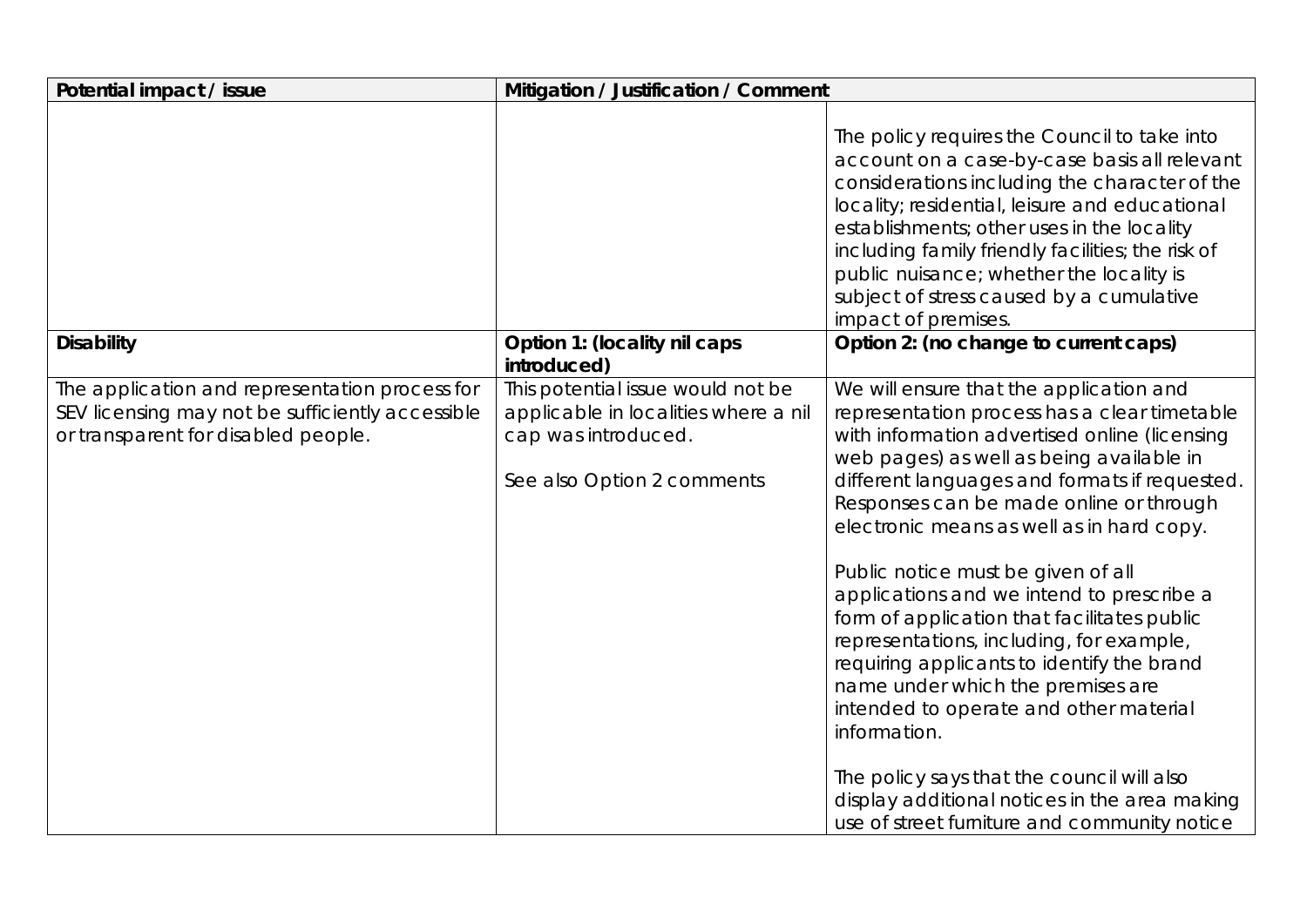| Potential impact / issue | Mitigation / Justification / Comment | |
|---|---|---|
| | | The policy requires the Council to take into account on a case-by-case basis all relevant considerations including the character of the locality; residential, leisure and educational establishments; other uses in the locality including family friendly facilities; the risk of public nuisance; whether the locality is subject of stress caused by a cumulative impact of premises. |
| **Disability** | **Option 1: (locality nil caps introduced)** | **Option 2: (no change to current caps)** |
| The application and representation process for SEV licensing may not be sufficiently accessible or transparent for disabled people. | This potential issue would not be applicable in localities where a nil cap was introduced.<br><br>See also Option 2 comments | We will ensure that the application and representation process has a clear timetable with information advertised online (licensing web pages) as well as being available in different languages and formats if requested. Responses can be made online or through electronic means as well as in hard copy.<br><br>Public notice must be given of all applications and we intend to prescribe a form of application that facilitates public representations, including, for example, requiring applicants to identify the brand name under which the premises are intended to operate and other material information.<br><br>The policy says that the council will also display additional notices in the area making use of street furniture and community notice |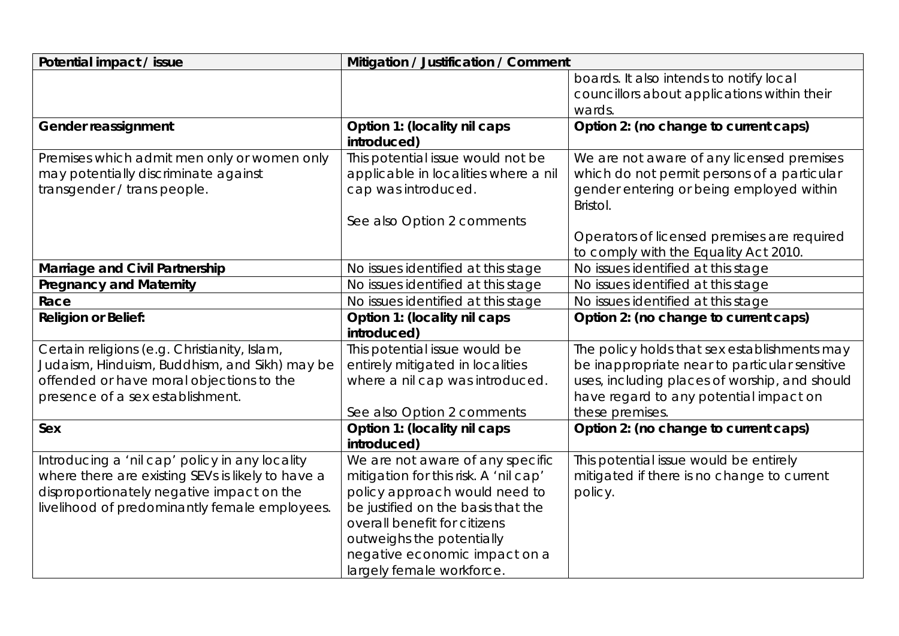| Potential impact / issue | Mitigation / Justification / Comment | |
|---|---|---|
| | | boards. It also intends to notify local councillors about applications within their wards. |
| **Gender reassignment** | **Option 1: (locality nil caps introduced)** | **Option 2: (no change to current caps)** |
| Premises which admit men only or women only may potentially discriminate against transgender / trans people. | This potential issue would not be applicable in localities where a nil cap was introduced.<br><br>See also Option 2 comments | We are not aware of any licensed premises which do not permit persons of a particular gender entering or being employed within Bristol.<br><br>Operators of licensed premises are required to comply with the Equality Act 2010. |
| **Marriage and Civil Partnership** | No issues identified at this stage | No issues identified at this stage |
| **Pregnancy and Maternity** | No issues identified at this stage | No issues identified at this stage |
| **Race** | No issues identified at this stage | No issues identified at this stage |
| **Religion or Belief:** | **Option 1: (locality nil caps introduced)** | **Option 2: (no change to current caps)** |
| Certain religions (e.g. Christianity, Islam, Judaism, Hinduism, Buddhism, and Sikh) may be offended or have moral objections to the presence of a sex establishment. | This potential issue would be entirely mitigated in localities where a nil cap was introduced.<br><br>See also Option 2 comments | The policy holds that sex establishments may be inappropriate near to particular sensitive uses, including places of worship, and should have regard to any potential impact on these premises. |
| **Sex** | **Option 1: (locality nil caps introduced)** | **Option 2: (no change to current caps)** |
| Introducing a 'nil cap' policy in any locality where there are existing SEVs is likely to have a disproportionately negative impact on the livelihood of predominantly female employees. | We are not aware of any specific mitigation for this risk. A 'nil cap' policy approach would need to be justified on the basis that the overall benefit for citizens outweighs the potentially negative economic impact on a largely female workforce. | This potential issue would be entirely mitigated if there is no change to current policy. |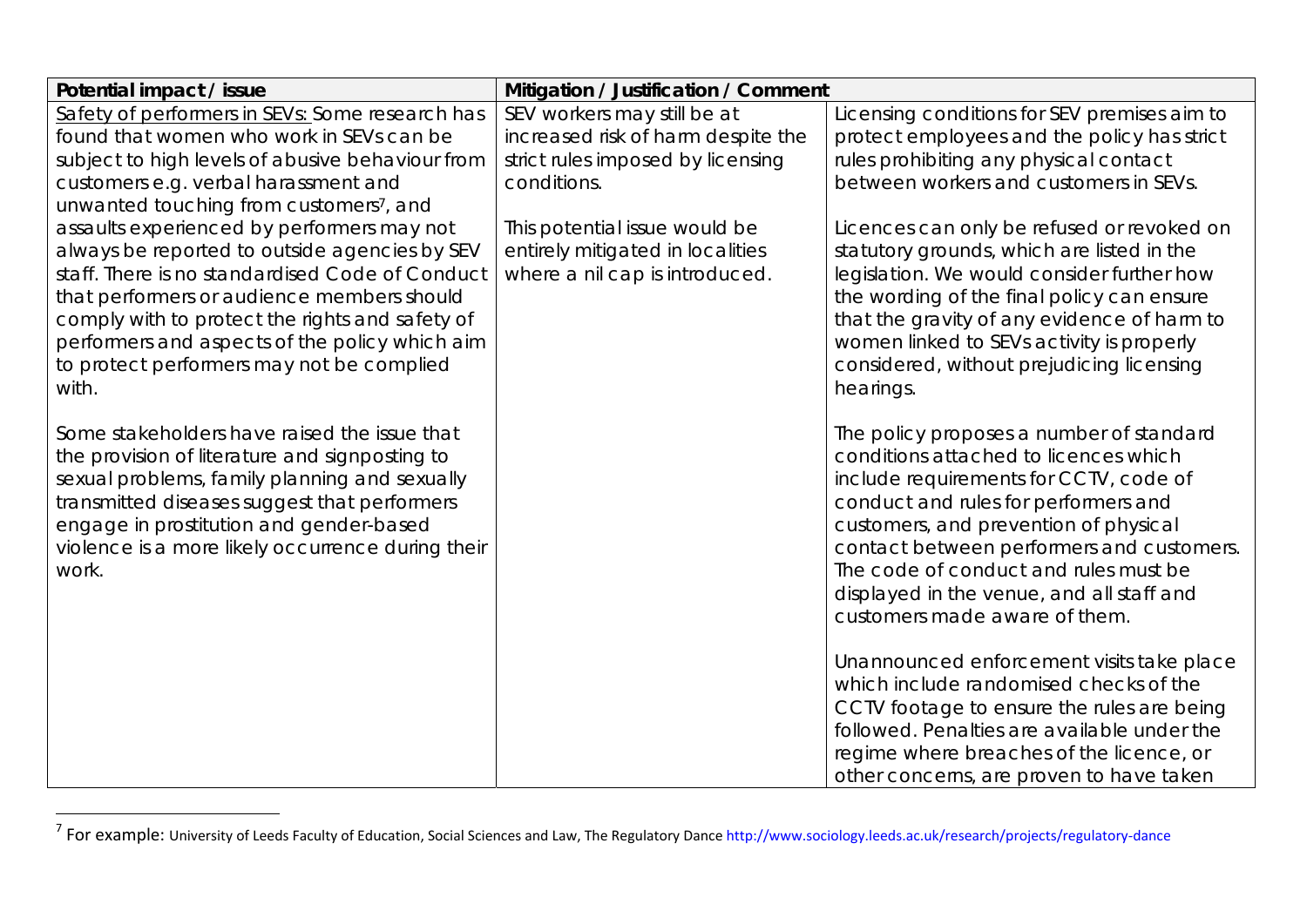| Potential impact / issue | Mitigation / Justification / Comment | |
|---|---|---|
| Safety of performers in SEVs: Some research has found that women who work in SEVs can be subject to high levels of abusive behaviour from customers e.g. verbal harassment and unwanted touching from customers[7], and assaults experienced by performers may not always be reported to outside agencies by SEV staff. There is no standardised Code of Conduct that performers or audience members should comply with to protect the rights and safety of performers and aspects of the policy which aim to protect performers may not be complied with.<br><br>Some stakeholders have raised the issue that the provision of literature and signposting to sexual problems, family planning and sexually transmitted diseases suggest that performers engage in prostitution and gender-based violence is a more likely occurrence during their work. | SEV workers may still be at increased risk of harm despite the strict rules imposed by licensing conditions.<br><br>This potential issue would be entirely mitigated in localities where a nil cap is introduced. | Licensing conditions for SEV premises aim to protect employees and the policy has strict rules prohibiting any physical contact between workers and customers in SEVs.<br><br>Licences can only be refused or revoked on statutory grounds, which are listed in the legislation. We would consider further how the wording of the final policy can ensure that the gravity of any evidence of harm to women linked to SEVs activity is properly considered, without prejudicing licensing hearings.<br><br>The policy proposes a number of standard conditions attached to licences which include requirements for CCTV, code of conduct and rules for performers and customers, and prevention of physical contact between performers and customers. The code of conduct and rules must be displayed in the venue, and all staff and customers made aware of them.<br><br>Unannounced enforcement visits take place which include randomised checks of the CCTV footage to ensure the rules are being followed. Penalties are available under the regime where breaches of the licence, or other concerns, are proven to have taken |

[7] For example: University of Leeds Faculty of Education, Social Sciences and Law, The Regulatory Dance http://www.sociology.leeds.ac.uk/research/projects/regulatory-dance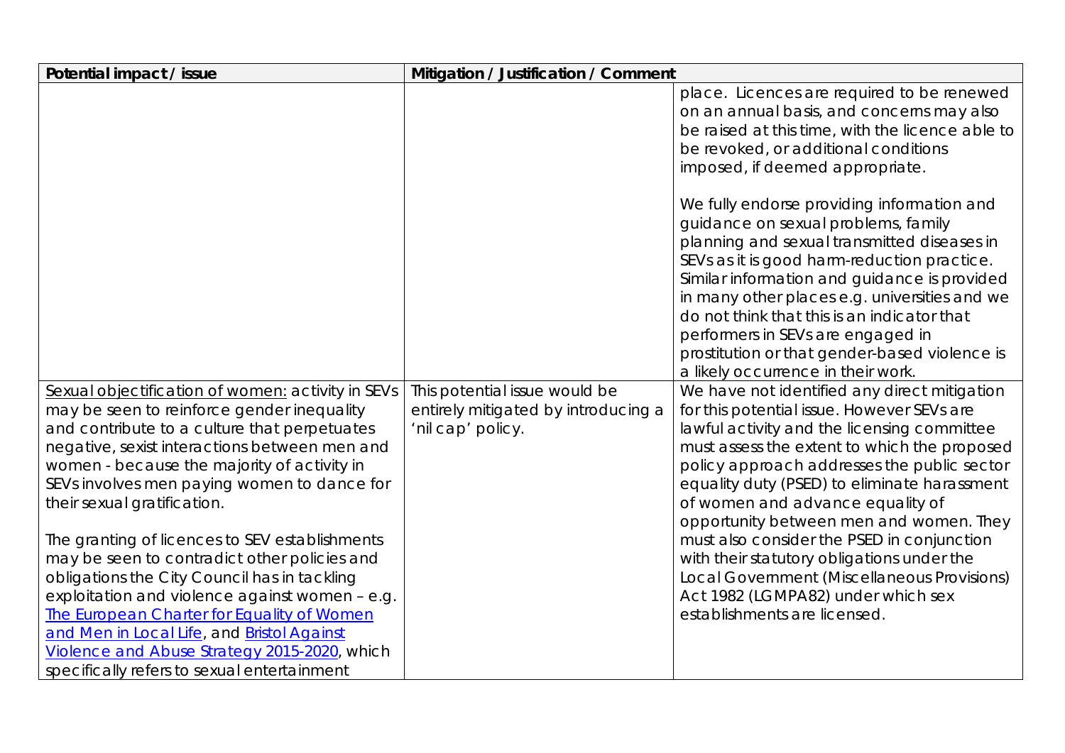| Potential impact / issue | Mitigation / Justification / Comment | |
|---|---|---|
| | | place. Licences are required to be renewed on an annual basis, and concerns may also be raised at this time, with the licence able to be revoked, or additional conditions imposed, if deemed appropriate.<br><br>We fully endorse providing information and guidance on sexual problems, family planning and sexual transmitted diseases in SEVs as it is good harm-reduction practice. Similar information and guidance is provided in many other places e.g. universities and we do not think that this is an indicator that performers in SEVs are engaged in prostitution or that gender-based violence is a likely occurrence in their work. |
| Sexual objectification of women: activity in SEVs may be seen to reinforce gender inequality and contribute to a culture that perpetuates negative, sexist interactions between men and women - because the majority of activity in SEVs involves men paying women to dance for their sexual gratification.<br><br>The granting of licences to SEV establishments may be seen to contradict other policies and obligations the City Council has in tackling exploitation and violence against women – e.g. The European Charter for Equality of Women and Men in Local Life, and Bristol Against Violence and Abuse Strategy 2015-2020, which specifically refers to sexual entertainment | This potential issue would be entirely mitigated by introducing a 'nil cap' policy. | We have not identified any direct mitigation for this potential issue. However SEVs are lawful activity and the licensing committee must assess the extent to which the proposed policy approach addresses the public sector equality duty (PSED) to eliminate harassment of women and advance equality of opportunity between men and women. They must also consider the PSED in conjunction with their statutory obligations under the Local Government (Miscellaneous Provisions) Act 1982 (LGMPA82) under which sex establishments are licensed. |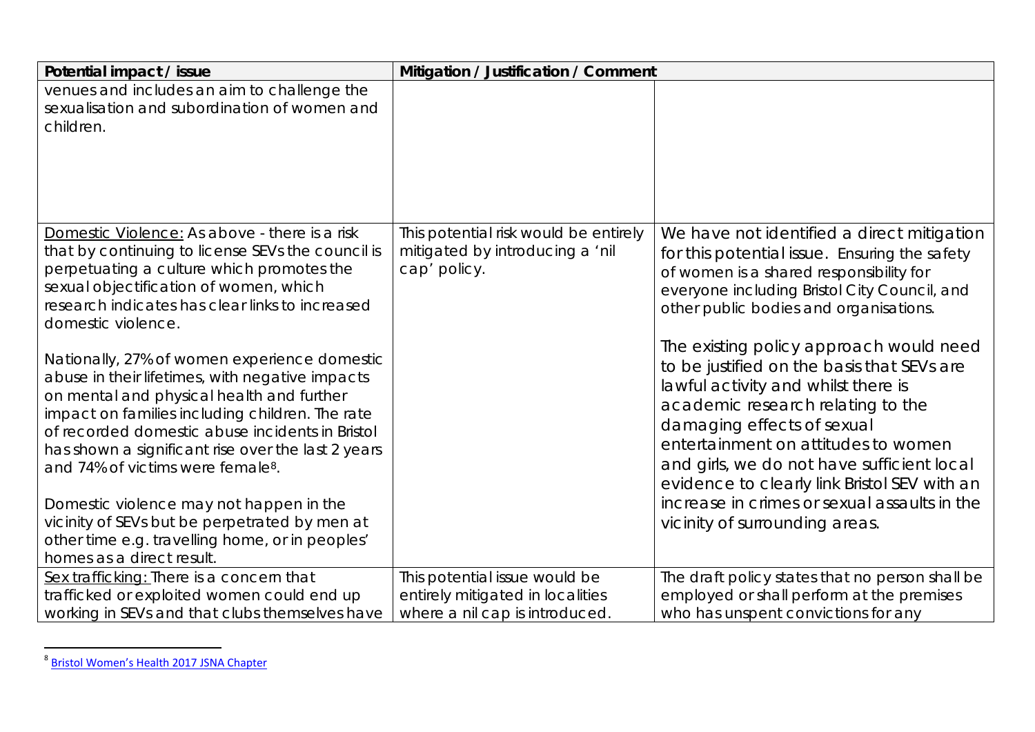| Potential impact / issue | Mitigation / Justification / Comment | |
|---|---|---|
| venues and includes an aim to challenge the sexualisation and subordination of women and children. | | |
| Domestic Violence: As above - there is a risk that by continuing to license SEVs the council is perpetuating a culture which promotes the sexual objectification of women, which research indicates has clear links to increased domestic violence.<br><br>Nationally, 27% of women experience domestic abuse in their lifetimes, with negative impacts on mental and physical health and further impact on families including children. The rate of recorded domestic abuse incidents in Bristol has shown a significant rise over the last 2 years and 74% of victims were female[8].<br><br>Domestic violence may not happen in the vicinity of SEVs but be perpetrated by men at other time e.g. travelling home, or in peoples' homes as a direct result. | This potential risk would be entirely mitigated by introducing a 'nil cap' policy. | We have not identified a direct mitigation for this potential issue. Ensuring the safety of women is a shared responsibility for everyone including Bristol City Council, and other public bodies and organisations.<br><br>The existing policy approach would need to be justified on the basis that SEVs are lawful activity and whilst there is academic research relating to the damaging effects of sexual entertainment on attitudes to women and girls, we do not have sufficient local evidence to clearly link Bristol SEV with an increase in crimes or sexual assaults in the vicinity of surrounding areas. |
| Sex trafficking: There is a concern that trafficked or exploited women could end up working in SEVs and that clubs themselves have | This potential issue would be entirely mitigated in localities where a nil cap is introduced. | The draft policy states that no person shall be employed or shall perform at the premises who has unspent convictions for any |

[8] Bristol Women's Health 2017 JSNA Chapter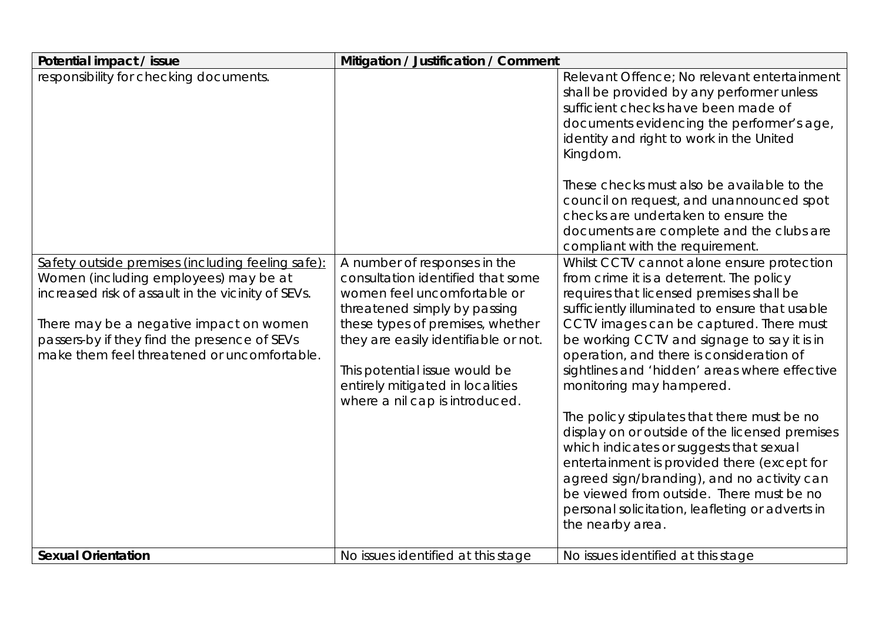| Potential impact / issue | Mitigation / Justification / Comment | |
|---|---|---|
| responsibility for checking documents. | | Relevant Offence; No relevant entertainment shall be provided by any performer unless sufficient checks have been made of documents evidencing the performer's age, identity and right to work in the United Kingdom.<br><br>These checks must also be available to the council on request, and unannounced spot checks are undertaken to ensure the documents are complete and the clubs are compliant with the requirement. |
| <u>Safety outside premises (including feeling safe):</u> Women (including employees) may be at increased risk of assault in the vicinity of SEVs.<br><br>There may be a negative impact on women passers-by if they find the presence of SEVs make them feel threatened or uncomfortable. | A number of responses in the consultation identified that some women feel uncomfortable or threatened simply by passing these types of premises, whether they are easily identifiable or not.<br><br>This potential issue would be entirely mitigated in localities where a nil cap is introduced. | Whilst CCTV cannot alone ensure protection from crime it is a deterrent. The policy requires that licensed premises shall be sufficiently illuminated to ensure that usable CCTV images can be captured. There must be working CCTV and signage to say it is in operation, and there is consideration of sightlines and 'hidden' areas where effective monitoring may hampered.<br><br>The policy stipulates that there must be no display on or outside of the licensed premises which indicates or suggests that sexual entertainment is provided there (except for agreed sign/branding), and no activity can be viewed from outside. There must be no personal solicitation, leafleting or adverts in the nearby area. |
| **Sexual Orientation** | No issues identified at this stage | No issues identified at this stage |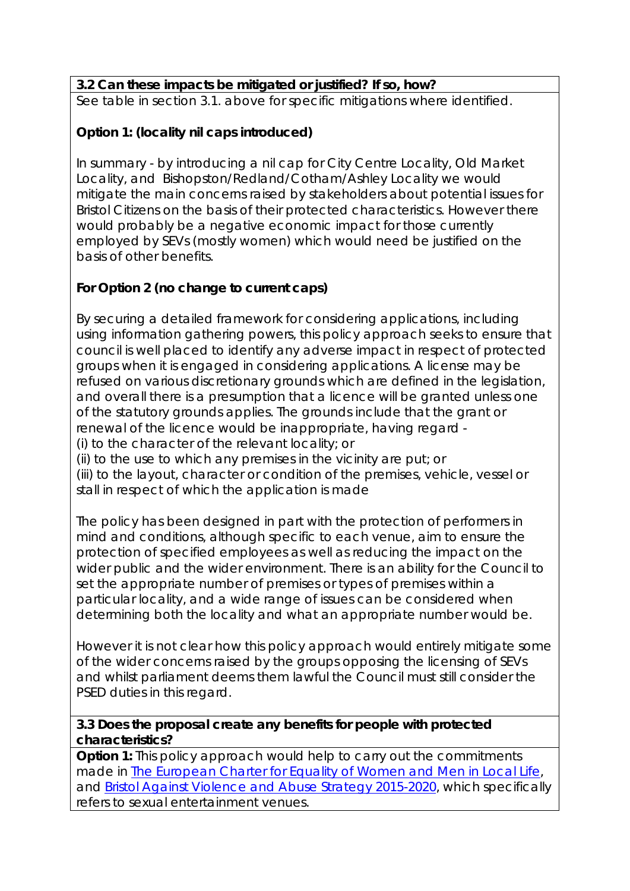**3.2 Can these impacts be mitigated or justified? If so, how?**

See table in section 3.1. above for specific mitigations where identified.

**Option 1: (locality nil caps introduced)**

In summary - by introducing a nil cap for City Centre Locality, Old Market Locality, and Bishopston/Redland/Cotham/Ashley Locality we would mitigate the main concerns raised by stakeholders about potential issues for Bristol Citizens on the basis of their protected characteristics. However there would probably be a negative economic impact for those currently employed by SEVs (mostly women) which would need be justified on the basis of other benefits.

**For Option 2 (no change to current caps)**

By securing a detailed framework for considering applications, including using information gathering powers, this policy approach seeks to ensure that council is well placed to identify any adverse impact in respect of protected groups when it is engaged in considering applications. A license may be refused on various discretionary grounds which are defined in the legislation, and overall there is a presumption that a licence will be granted unless one of the statutory grounds applies. The grounds include that the grant or renewal of the licence would be inappropriate, having regard -
(i) to the character of the relevant locality; or
(ii) to the use to which any premises in the vicinity are put; or
(iii) to the layout, character or condition of the premises, vehicle, vessel or stall in respect of which the application is made

The policy has been designed in part with the protection of performers in mind and conditions, although specific to each venue, aim to ensure the protection of specified employees as well as reducing the impact on the wider public and the wider environment. There is an ability for the Council to set the appropriate number of premises or types of premises within a particular locality, and a wide range of issues can be considered when determining both the locality and what an appropriate number would be.

However it is not clear how this policy approach would entirely mitigate some of the wider concerns raised by the groups opposing the licensing of SEVs and whilst parliament deems them lawful the Council must still consider the PSED duties in this regard.

**3.3 Does the proposal create any benefits for people with protected characteristics?**

**Option 1:** This policy approach would help to carry out the commitments made in [The European Charter for Equality of Women and Men in Local Life](), and [Bristol Against Violence and Abuse Strategy 2015-2020](), which specifically refers to sexual entertainment venues.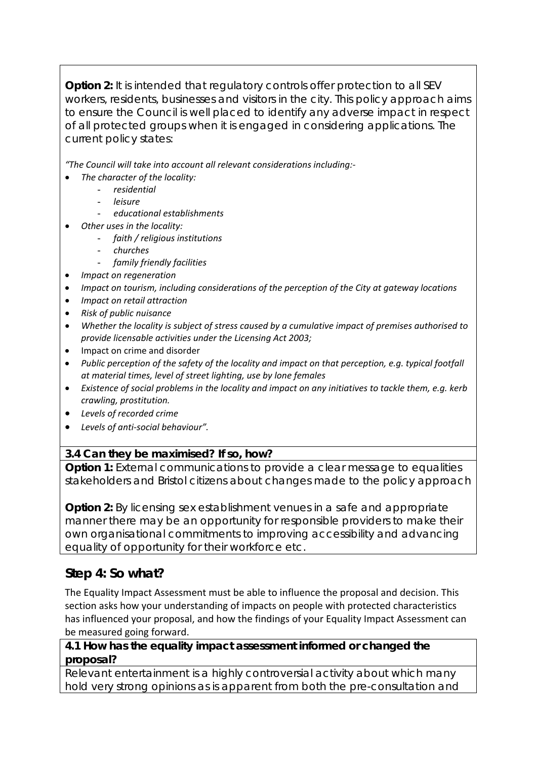**Option 2:** It is intended that regulatory controls offer protection to all SEV workers, residents, businesses and visitors in the city. This policy approach aims to ensure the Council is well placed to identify any adverse impact in respect of all protected groups when it is engaged in considering applications. The current policy states:

*"The Council will take into account all relevant considerations including:-*

- *The character of the locality:*
  - *residential*
  - *leisure*
  - *educational establishments*
- *Other uses in the locality:*
  - *faith / religious institutions*
  - *churches*
  - *family friendly facilities*
- *Impact on regeneration*
- *Impact on tourism, including considerations of the perception of the City at gateway locations*
- *Impact on retail attraction*
- *Risk of public nuisance*
- *Whether the locality is subject of stress caused by a cumulative impact of premises authorised to provide licensable activities under the Licensing Act 2003;*
- Impact on crime and disorder
- *Public perception of the safety of the locality and impact on that perception, e.g. typical footfall at material times, level of street lighting, use by lone females*
- *Existence of social problems in the locality and impact on any initiatives to tackle them, e.g. kerb crawling, prostitution.*
- *Levels of recorded crime*
- *Levels of anti-social behaviour".*

**3.4 Can they be maximised? If so, how?**

**Option 1:** External communications to provide a clear message to equalities stakeholders and Bristol citizens about changes made to the policy approach

**Option 2:** By licensing sex establishment venues in a safe and appropriate manner there may be an opportunity for responsible providers to make their own organisational commitments to improving accessibility and advancing equality of opportunity for their workforce etc.

## Step 4: So what?

The Equality Impact Assessment must be able to influence the proposal and decision. This section asks how your understanding of impacts on people with protected characteristics has influenced your proposal, and how the findings of your Equality Impact Assessment can be measured going forward.

**4.1 How has the equality impact assessment informed or changed the proposal?**

Relevant entertainment is a highly controversial activity about which many hold very strong opinions as is apparent from both the pre-consultation and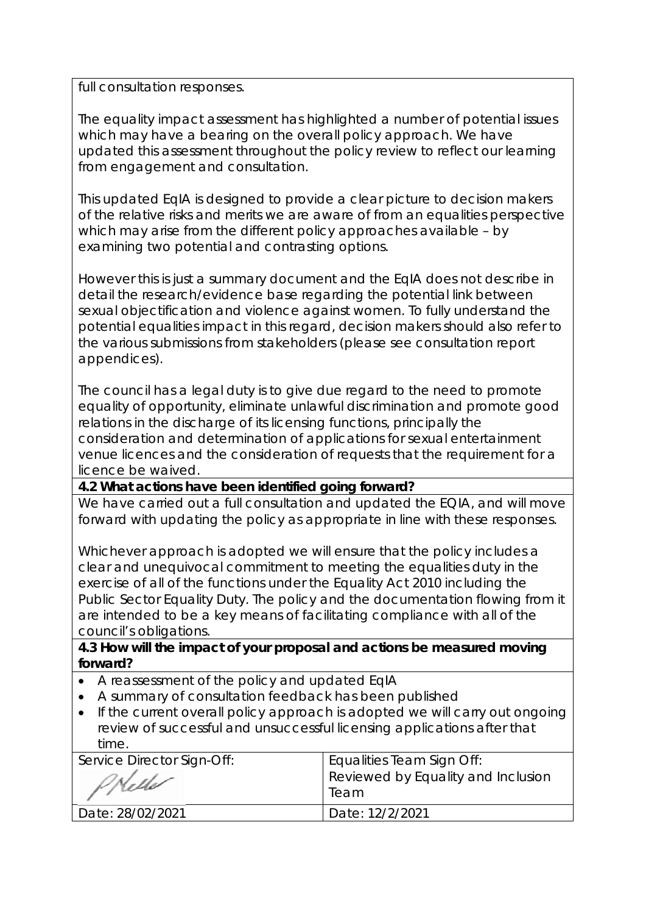full consultation responses.

The equality impact assessment has highlighted a number of potential issues which may have a bearing on the overall policy approach. We have updated this assessment throughout the policy review to reflect our learning from engagement and consultation.

This updated EqIA is designed to provide a clear picture to decision makers of the relative risks and merits we are aware of from an equalities perspective which may arise from the different policy approaches available – by examining two potential and contrasting options.

However this is just a summary document and the EqIA does not describe in detail the research/evidence base regarding the potential link between sexual objectification and violence against women. To fully understand the potential equalities impact in this regard, decision makers should also refer to the various submissions from stakeholders (please see consultation report appendices).

The council has a legal duty is to give due regard to the need to promote equality of opportunity, eliminate unlawful discrimination and promote good relations in the discharge of its licensing functions, principally the consideration and determination of applications for sexual entertainment venue licences and the consideration of requests that the requirement for a licence be waived.

**4.2 What actions have been identified going forward?**

We have carried out a full consultation and updated the EQIA, and will move forward with updating the policy as appropriate in line with these responses.

Whichever approach is adopted we will ensure that the policy includes a clear and unequivocal commitment to meeting the equalities duty in the exercise of all of the functions under the Equality Act 2010 including the Public Sector Equality Duty. The policy and the documentation flowing from it are intended to be a key means of facilitating compliance with all of the council's obligations.

**4.3 How will the impact of your proposal and actions be measured moving forward?**

- A reassessment of the policy and updated EqIA
- A summary of consultation feedback has been published
- If the current overall policy approach is adopted we will carry out ongoing review of successful and unsuccessful licensing applications after that time.

| | |
|---|---|
| Service Director Sign-Off: P Heller | Equalities Team Sign Off: Reviewed by Equality and Inclusion Team |
| Date: 28/02/2021 | Date: 12/2/2021 |